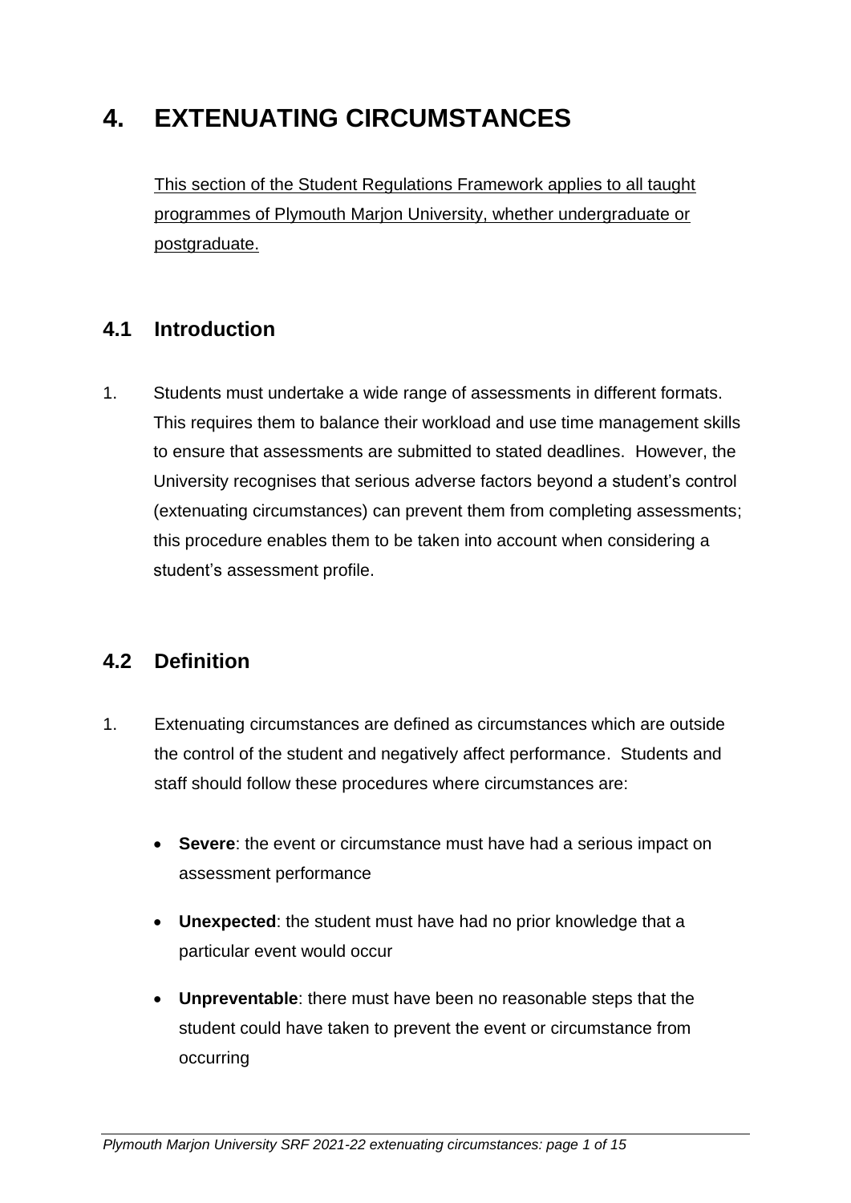# 4. EXTENUATING CIRCUMSTANCES

This section of the Student Regulations Framework applies to all taught programmes of Plymouth Marjon University, whether undergraduate or postgraduate.

## 4.1 Introduction

1. Students must undertake a wide range of assessments in different formats. This requires them to balance their workload and use time management skills to ensure that assessments are submitted to stated deadlines. However, the University recognises that serious adverse factors beyond a student's control (extenuating circumstances) can prevent them from completing assessments; this procedure enables them to be taken into account when considering a student's assessment profile.

## 4.2 Definition

1. Extenuating circumstances are defined as circumstances which are outside the control of the student and negatively affect performance. Students and staff should follow these procedures where circumstances are:

    - **Severe**: the event or circumstance must have had a serious impact on assessment performance
    - **Unexpected**: the student must have had no prior knowledge that a particular event would occur
    - **Unpreventable**: there must have been no reasonable steps that the student could have taken to prevent the event or circumstance from occurring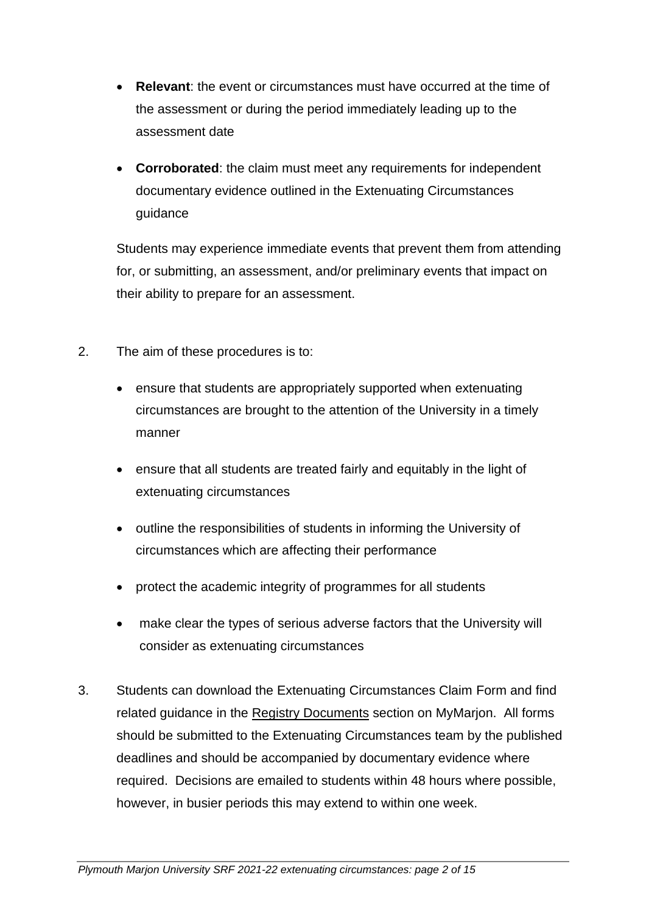- **Relevant**: the event or circumstances must have occurred at the time of the assessment or during the period immediately leading up to the assessment date
- **Corroborated**: the claim must meet any requirements for independent documentary evidence outlined in the Extenuating Circumstances guidance

Students may experience immediate events that prevent them from attending for, or submitting, an assessment, and/or preliminary events that impact on their ability to prepare for an assessment.

2. The aim of these procedures is to:

   - ensure that students are appropriately supported when extenuating circumstances are brought to the attention of the University in a timely manner
   - ensure that all students are treated fairly and equitably in the light of extenuating circumstances
   - outline the responsibilities of students in informing the University of circumstances which are affecting their performance
   - protect the academic integrity of programmes for all students
   - make clear the types of serious adverse factors that the University will consider as extenuating circumstances

3. Students can download the Extenuating Circumstances Claim Form and find related guidance in the Registry Documents section on MyMarjon. All forms should be submitted to the Extenuating Circumstances team by the published deadlines and should be accompanied by documentary evidence where required. Decisions are emailed to students within 48 hours where possible, however, in busier periods this may extend to within one week.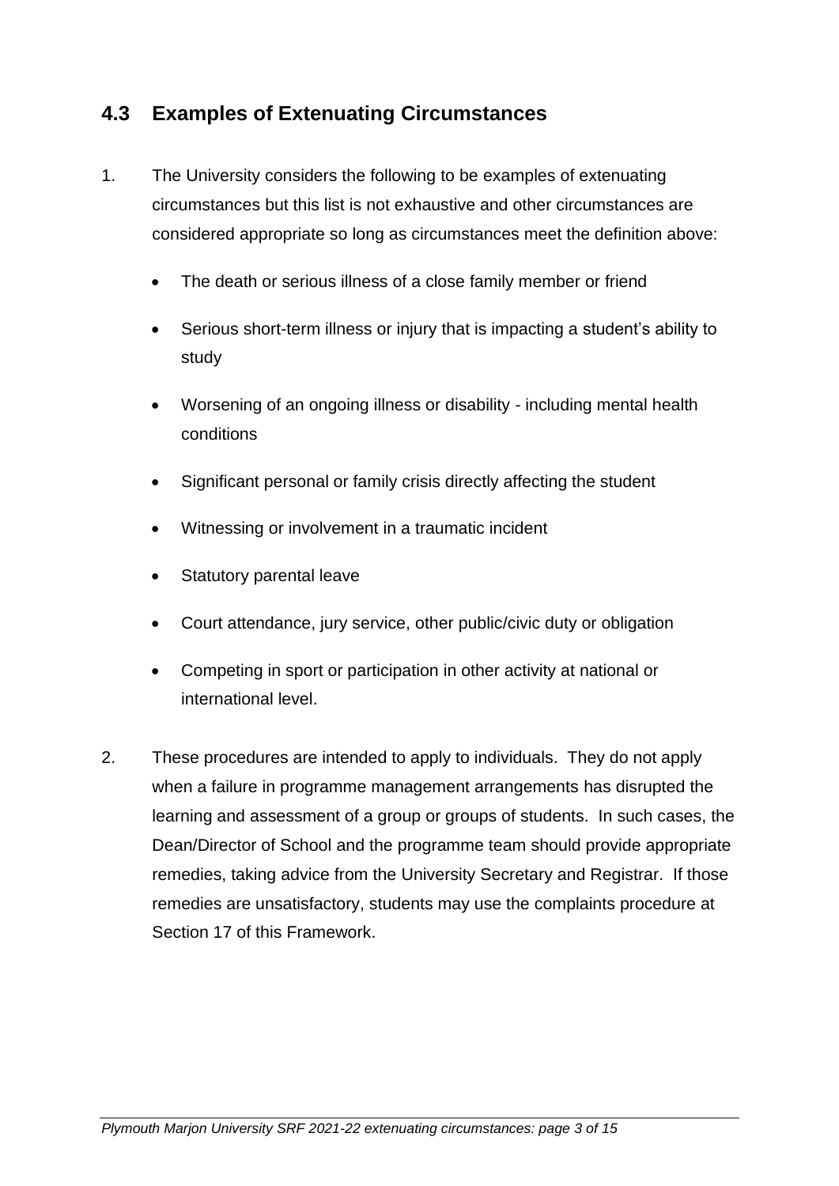## 4.3 Examples of Extenuating Circumstances

1. The University considers the following to be examples of extenuating circumstances but this list is not exhaustive and other circumstances are considered appropriate so long as circumstances meet the definition above:

   - The death or serious illness of a close family member or friend
   - Serious short-term illness or injury that is impacting a student's ability to study
   - Worsening of an ongoing illness or disability - including mental health conditions
   - Significant personal or family crisis directly affecting the student
   - Witnessing or involvement in a traumatic incident
   - Statutory parental leave
   - Court attendance, jury service, other public/civic duty or obligation
   - Competing in sport or participation in other activity at national or international level.

2. These procedures are intended to apply to individuals. They do not apply when a failure in programme management arrangements has disrupted the learning and assessment of a group or groups of students. In such cases, the Dean/Director of School and the programme team should provide appropriate remedies, taking advice from the University Secretary and Registrar. If those remedies are unsatisfactory, students may use the complaints procedure at Section 17 of this Framework.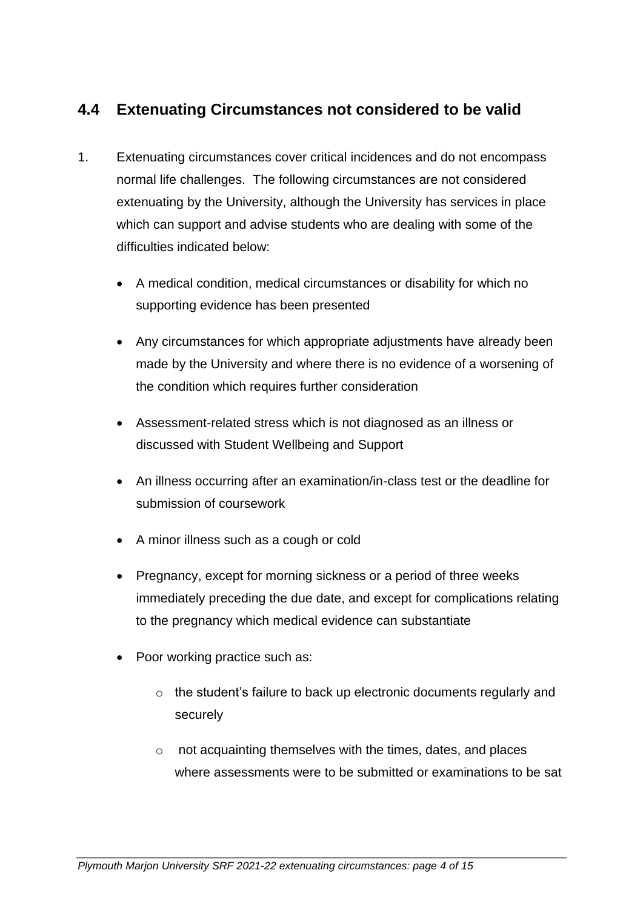## 4.4 Extenuating Circumstances not considered to be valid

1. Extenuating circumstances cover critical incidences and do not encompass normal life challenges. The following circumstances are not considered extenuating by the University, although the University has services in place which can support and advise students who are dealing with some of the difficulties indicated below:

   - A medical condition, medical circumstances or disability for which no supporting evidence has been presented
   - Any circumstances for which appropriate adjustments have already been made by the University and where there is no evidence of a worsening of the condition which requires further consideration
   - Assessment-related stress which is not diagnosed as an illness or discussed with Student Wellbeing and Support
   - An illness occurring after an examination/in-class test or the deadline for submission of coursework
   - A minor illness such as a cough or cold
   - Pregnancy, except for morning sickness or a period of three weeks immediately preceding the due date, and except for complications relating to the pregnancy which medical evidence can substantiate
   - Poor working practice such as:
     - the student's failure to back up electronic documents regularly and securely
     - not acquainting themselves with the times, dates, and places where assessments were to be submitted or examinations to be sat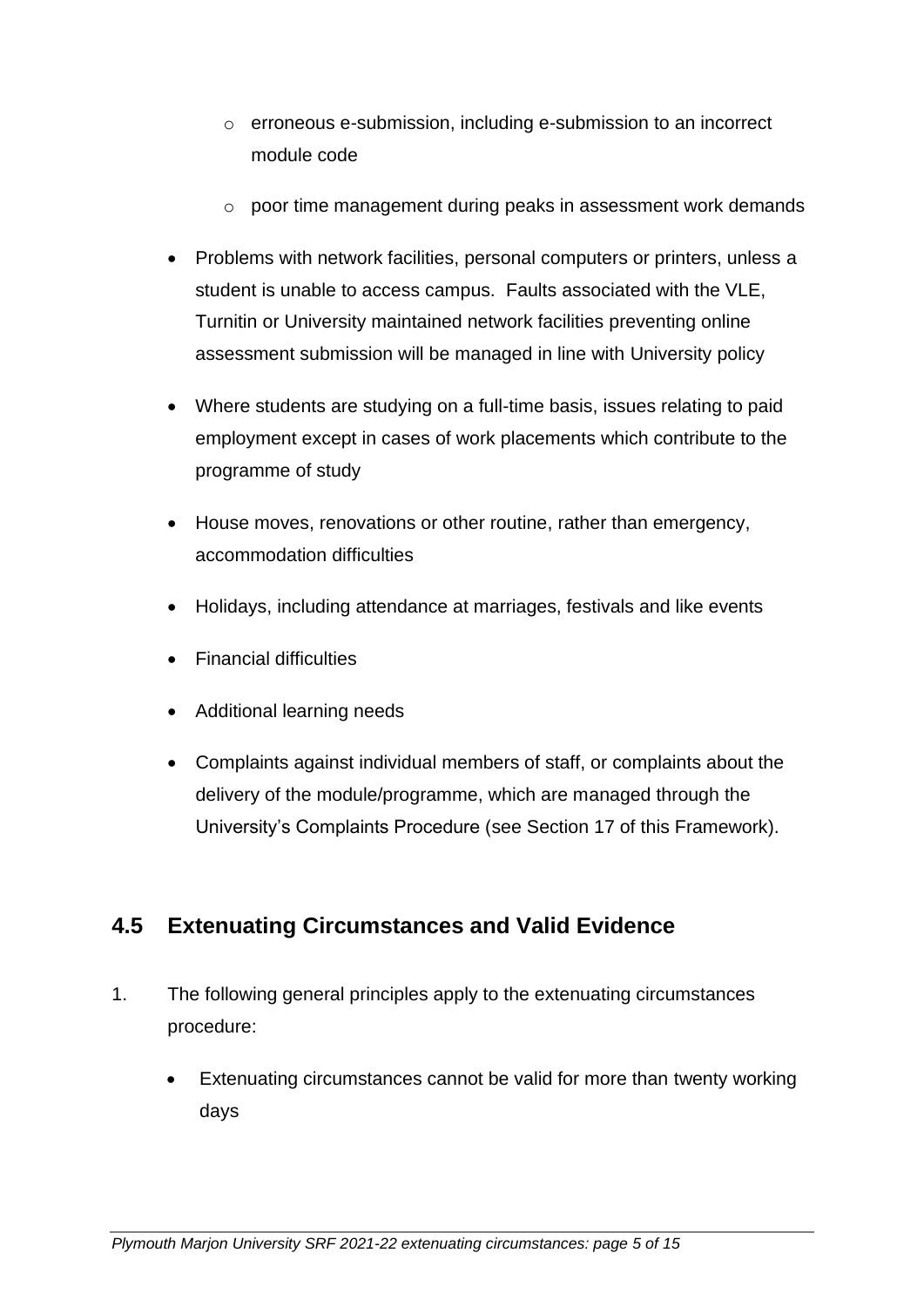- erroneous e-submission, including e-submission to an incorrect module code
  - poor time management during peaks in assessment work demands

- Problems with network facilities, personal computers or printers, unless a student is unable to access campus. Faults associated with the VLE, Turnitin or University maintained network facilities preventing online assessment submission will be managed in line with University policy

- Where students are studying on a full-time basis, issues relating to paid employment except in cases of work placements which contribute to the programme of study

- House moves, renovations or other routine, rather than emergency, accommodation difficulties

- Holidays, including attendance at marriages, festivals and like events

- Financial difficulties

- Additional learning needs

- Complaints against individual members of staff, or complaints about the delivery of the module/programme, which are managed through the University's Complaints Procedure (see Section 17 of this Framework).

## 4.5 Extenuating Circumstances and Valid Evidence

1. The following general principles apply to the extenuating circumstances procedure:

   - Extenuating circumstances cannot be valid for more than twenty working days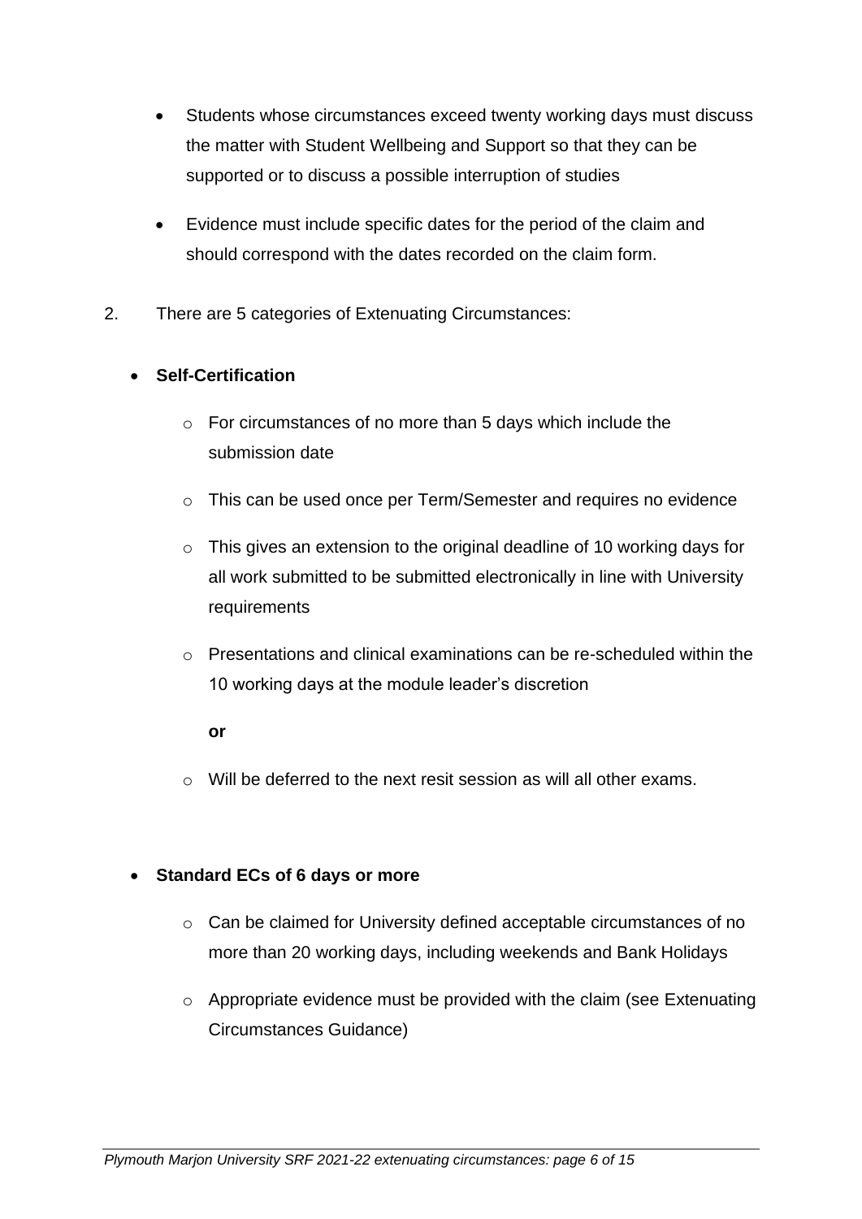- Students whose circumstances exceed twenty working days must discuss the matter with Student Wellbeing and Support so that they can be supported or to discuss a possible interruption of studies
- Evidence must include specific dates for the period of the claim and should correspond with the dates recorded on the claim form.

2. There are 5 categories of Extenuating Circumstances:

- **Self-Certification**
  - For circumstances of no more than 5 days which include the submission date
  - This can be used once per Term/Semester and requires no evidence
  - This gives an extension to the original deadline of 10 working days for all work submitted to be submitted electronically in line with University requirements
  - Presentations and clinical examinations can be re-scheduled within the 10 working days at the module leader's discretion

    **or**

  - Will be deferred to the next resit session as will all other exams.

- **Standard ECs of 6 days or more**
  - Can be claimed for University defined acceptable circumstances of no more than 20 working days, including weekends and Bank Holidays
  - Appropriate evidence must be provided with the claim (see Extenuating Circumstances Guidance)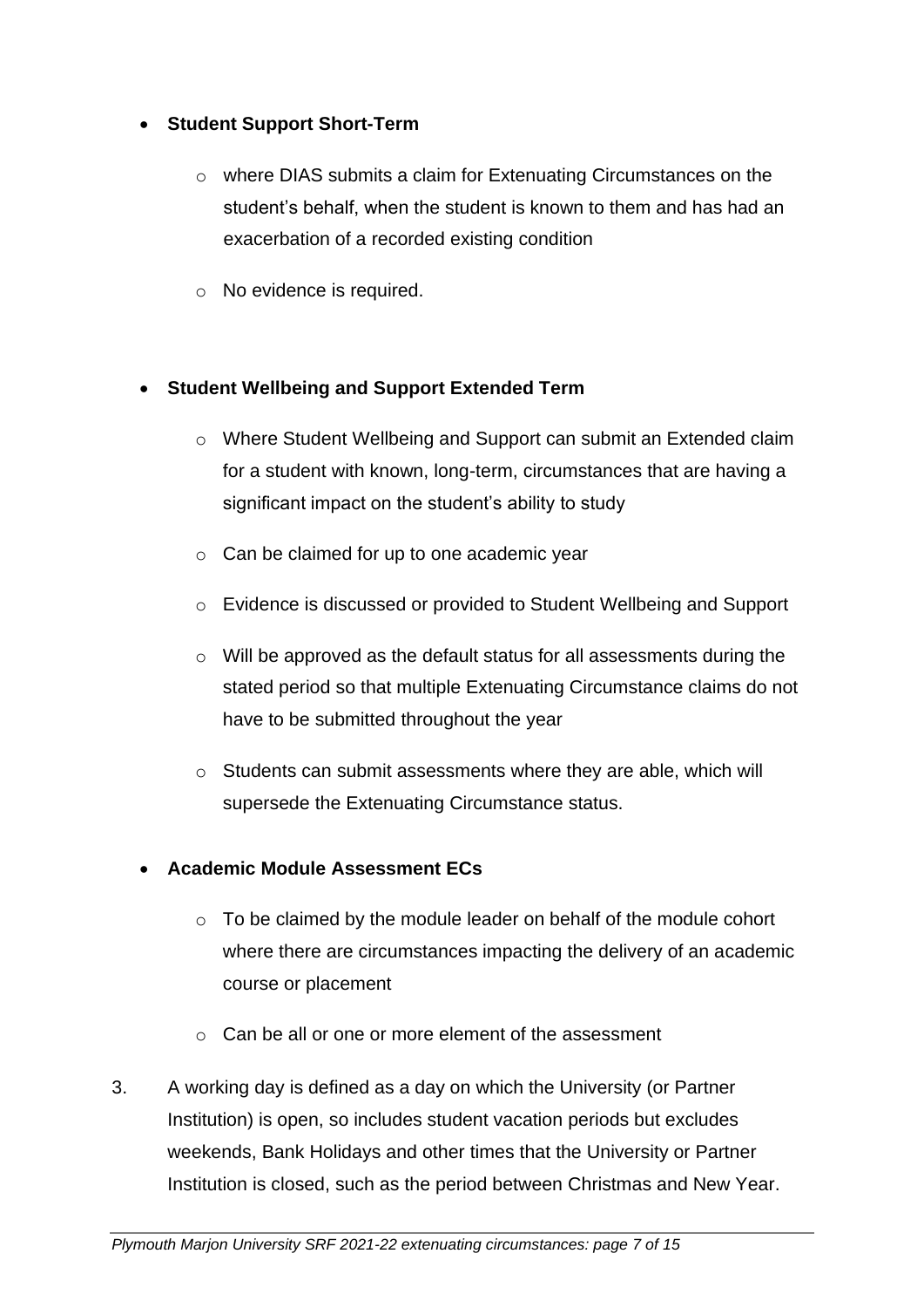- **Student Support Short-Term**
  - where DIAS submits a claim for Extenuating Circumstances on the student's behalf, when the student is known to them and has had an exacerbation of a recorded existing condition
  - No evidence is required.

- **Student Wellbeing and Support Extended Term**
  - Where Student Wellbeing and Support can submit an Extended claim for a student with known, long-term, circumstances that are having a significant impact on the student's ability to study
  - Can be claimed for up to one academic year
  - Evidence is discussed or provided to Student Wellbeing and Support
  - Will be approved as the default status for all assessments during the stated period so that multiple Extenuating Circumstance claims do not have to be submitted throughout the year
  - Students can submit assessments where they are able, which will supersede the Extenuating Circumstance status.

- **Academic Module Assessment ECs**
  - To be claimed by the module leader on behalf of the module cohort where there are circumstances impacting the delivery of an academic course or placement
  - Can be all or one or more element of the assessment

3. A working day is defined as a day on which the University (or Partner Institution) is open, so includes student vacation periods but excludes weekends, Bank Holidays and other times that the University or Partner Institution is closed, such as the period between Christmas and New Year.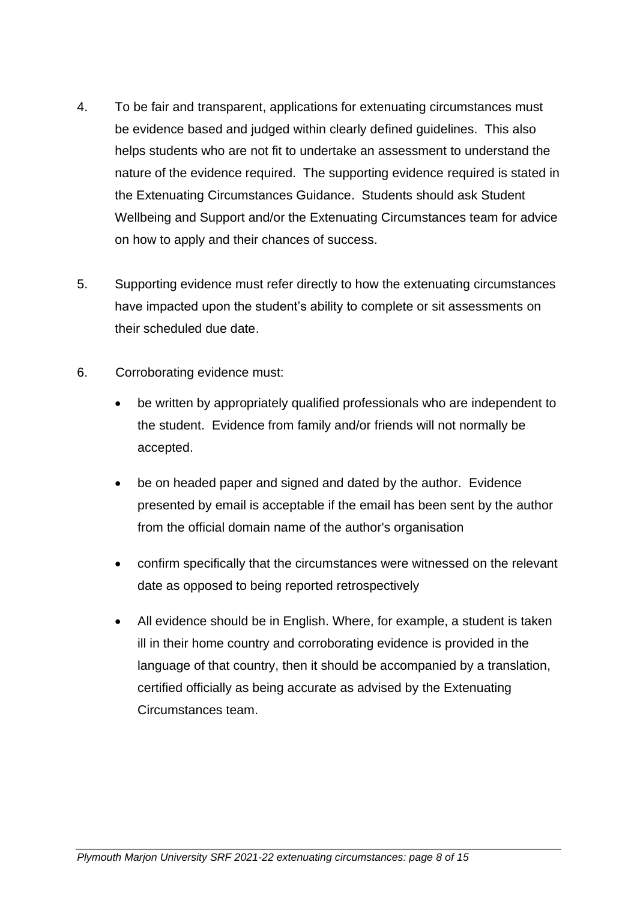4. To be fair and transparent, applications for extenuating circumstances must be evidence based and judged within clearly defined guidelines. This also helps students who are not fit to undertake an assessment to understand the nature of the evidence required. The supporting evidence required is stated in the Extenuating Circumstances Guidance. Students should ask Student Wellbeing and Support and/or the Extenuating Circumstances team for advice on how to apply and their chances of success.

5. Supporting evidence must refer directly to how the extenuating circumstances have impacted upon the student's ability to complete or sit assessments on their scheduled due date.

6. Corroborating evidence must:

   - be written by appropriately qualified professionals who are independent to the student. Evidence from family and/or friends will not normally be accepted.

   - be on headed paper and signed and dated by the author. Evidence presented by email is acceptable if the email has been sent by the author from the official domain name of the author's organisation

   - confirm specifically that the circumstances were witnessed on the relevant date as opposed to being reported retrospectively

   - All evidence should be in English. Where, for example, a student is taken ill in their home country and corroborating evidence is provided in the language of that country, then it should be accompanied by a translation, certified officially as being accurate as advised by the Extenuating Circumstances team.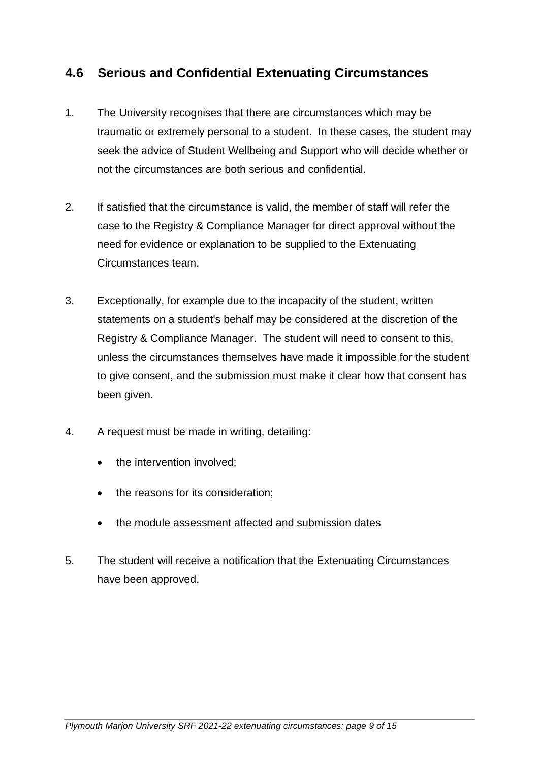## 4.6 Serious and Confidential Extenuating Circumstances

1. The University recognises that there are circumstances which may be traumatic or extremely personal to a student. In these cases, the student may seek the advice of Student Wellbeing and Support who will decide whether or not the circumstances are both serious and confidential.

2. If satisfied that the circumstance is valid, the member of staff will refer the case to the Registry & Compliance Manager for direct approval without the need for evidence or explanation to be supplied to the Extenuating Circumstances team.

3. Exceptionally, for example due to the incapacity of the student, written statements on a student's behalf may be considered at the discretion of the Registry & Compliance Manager. The student will need to consent to this, unless the circumstances themselves have made it impossible for the student to give consent, and the submission must make it clear how that consent has been given.

4. A request must be made in writing, detailing:

    - the intervention involved;
    - the reasons for its consideration;
    - the module assessment affected and submission dates

5. The student will receive a notification that the Extenuating Circumstances have been approved.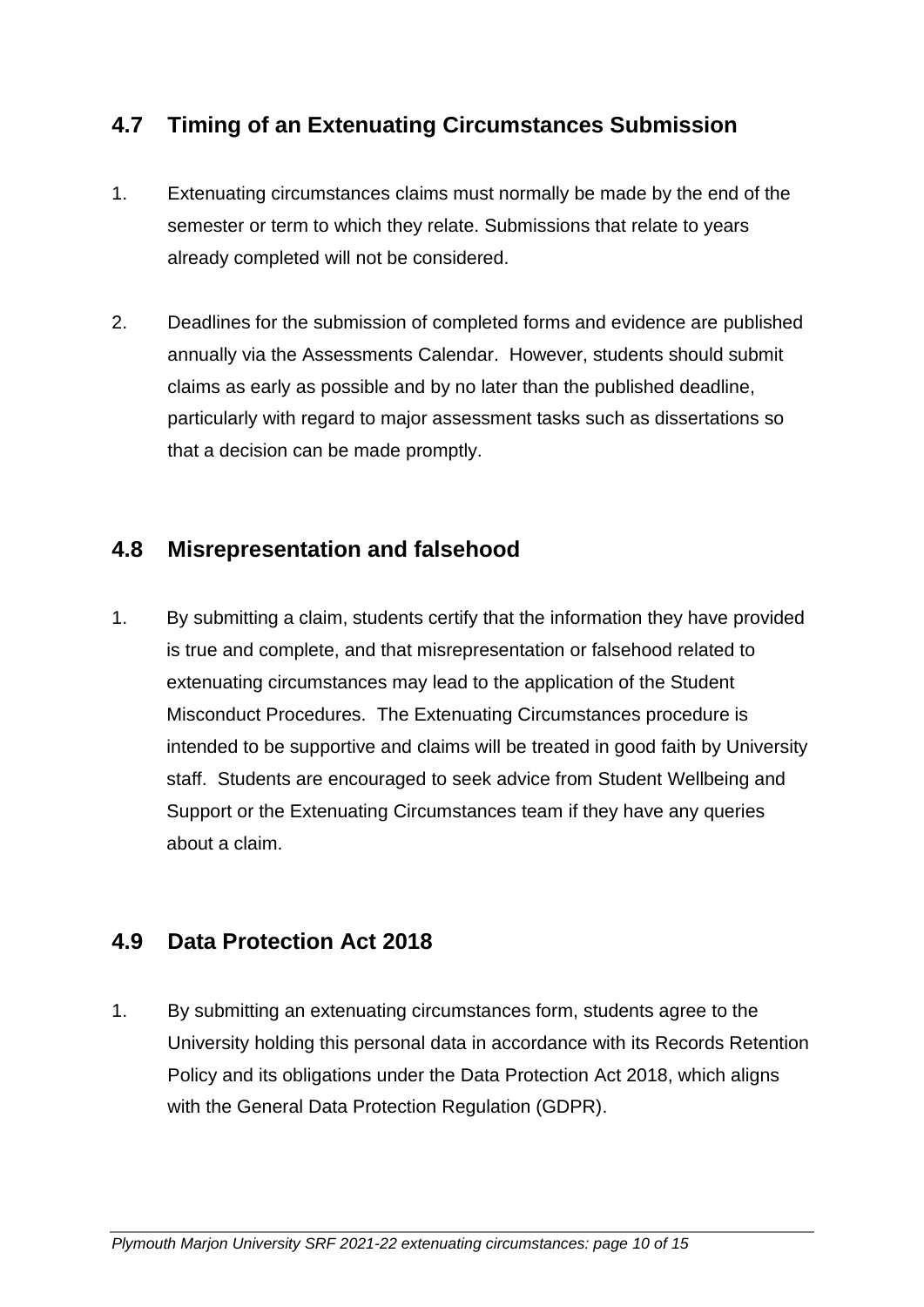## 4.7 Timing of an Extenuating Circumstances Submission

1. Extenuating circumstances claims must normally be made by the end of the semester or term to which they relate. Submissions that relate to years already completed will not be considered.

2. Deadlines for the submission of completed forms and evidence are published annually via the Assessments Calendar. However, students should submit claims as early as possible and by no later than the published deadline, particularly with regard to major assessment tasks such as dissertations so that a decision can be made promptly.

## 4.8 Misrepresentation and falsehood

1. By submitting a claim, students certify that the information they have provided is true and complete, and that misrepresentation or falsehood related to extenuating circumstances may lead to the application of the Student Misconduct Procedures. The Extenuating Circumstances procedure is intended to be supportive and claims will be treated in good faith by University staff. Students are encouraged to seek advice from Student Wellbeing and Support or the Extenuating Circumstances team if they have any queries about a claim.

## 4.9 Data Protection Act 2018

1. By submitting an extenuating circumstances form, students agree to the University holding this personal data in accordance with its Records Retention Policy and its obligations under the Data Protection Act 2018, which aligns with the General Data Protection Regulation (GDPR).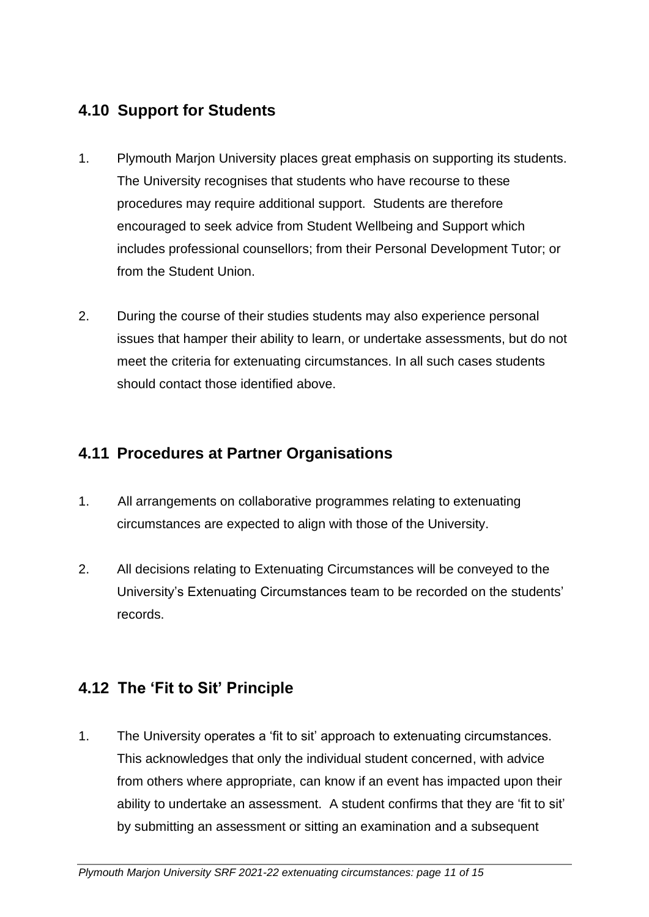## 4.10 Support for Students

1. Plymouth Marjon University places great emphasis on supporting its students. The University recognises that students who have recourse to these procedures may require additional support. Students are therefore encouraged to seek advice from Student Wellbeing and Support which includes professional counsellors; from their Personal Development Tutor; or from the Student Union.

2. During the course of their studies students may also experience personal issues that hamper their ability to learn, or undertake assessments, but do not meet the criteria for extenuating circumstances. In all such cases students should contact those identified above.

## 4.11 Procedures at Partner Organisations

1. All arrangements on collaborative programmes relating to extenuating circumstances are expected to align with those of the University.

2. All decisions relating to Extenuating Circumstances will be conveyed to the University's Extenuating Circumstances team to be recorded on the students' records.

## 4.12 The 'Fit to Sit' Principle

1. The University operates a 'fit to sit' approach to extenuating circumstances. This acknowledges that only the individual student concerned, with advice from others where appropriate, can know if an event has impacted upon their ability to undertake an assessment. A student confirms that they are 'fit to sit' by submitting an assessment or sitting an examination and a subsequent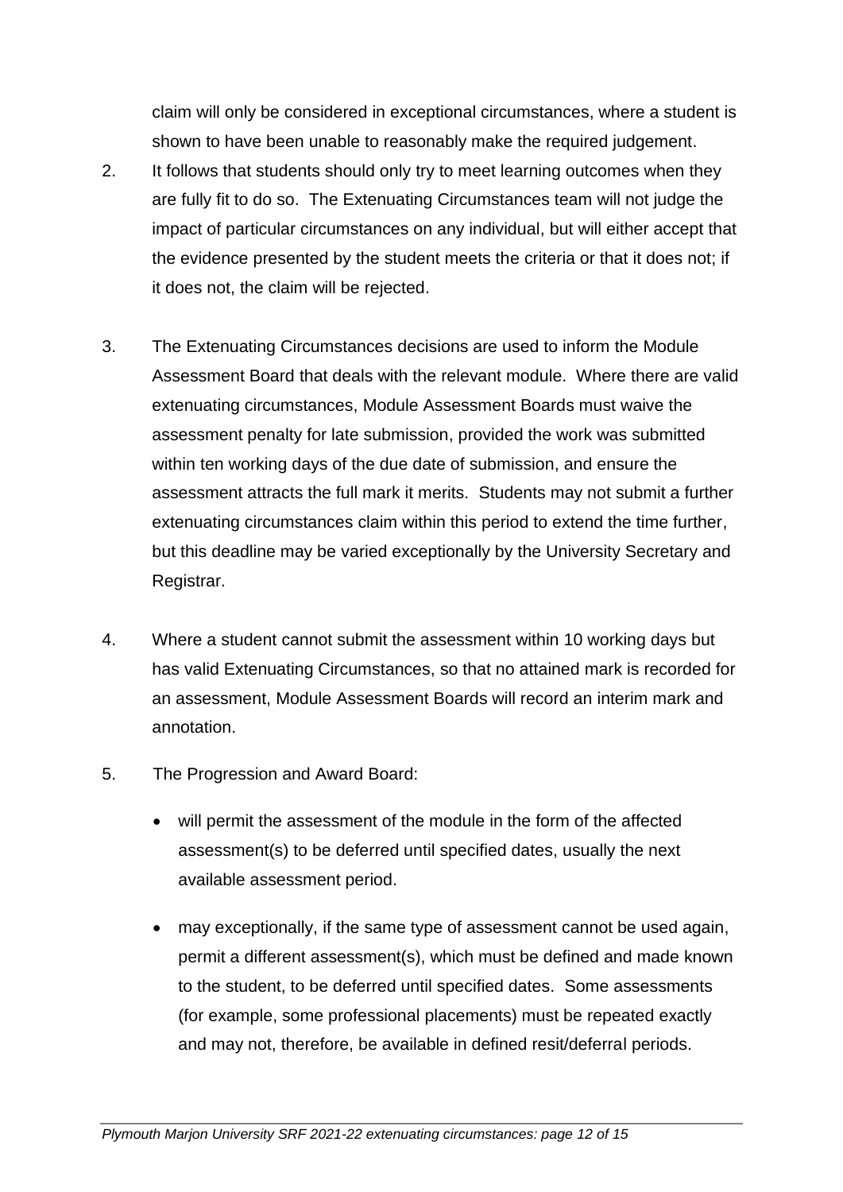claim will only be considered in exceptional circumstances, where a student is shown to have been unable to reasonably make the required judgement.

2. It follows that students should only try to meet learning outcomes when they are fully fit to do so. The Extenuating Circumstances team will not judge the impact of particular circumstances on any individual, but will either accept that the evidence presented by the student meets the criteria or that it does not; if it does not, the claim will be rejected.

3. The Extenuating Circumstances decisions are used to inform the Module Assessment Board that deals with the relevant module. Where there are valid extenuating circumstances, Module Assessment Boards must waive the assessment penalty for late submission, provided the work was submitted within ten working days of the due date of submission, and ensure the assessment attracts the full mark it merits. Students may not submit a further extenuating circumstances claim within this period to extend the time further, but this deadline may be varied exceptionally by the University Secretary and Registrar.

4. Where a student cannot submit the assessment within 10 working days but has valid Extenuating Circumstances, so that no attained mark is recorded for an assessment, Module Assessment Boards will record an interim mark and annotation.

5. The Progression and Award Board:

   - will permit the assessment of the module in the form of the affected assessment(s) to be deferred until specified dates, usually the next available assessment period.

   - may exceptionally, if the same type of assessment cannot be used again, permit a different assessment(s), which must be defined and made known to the student, to be deferred until specified dates. Some assessments (for example, some professional placements) must be repeated exactly and may not, therefore, be available in defined resit/deferral periods.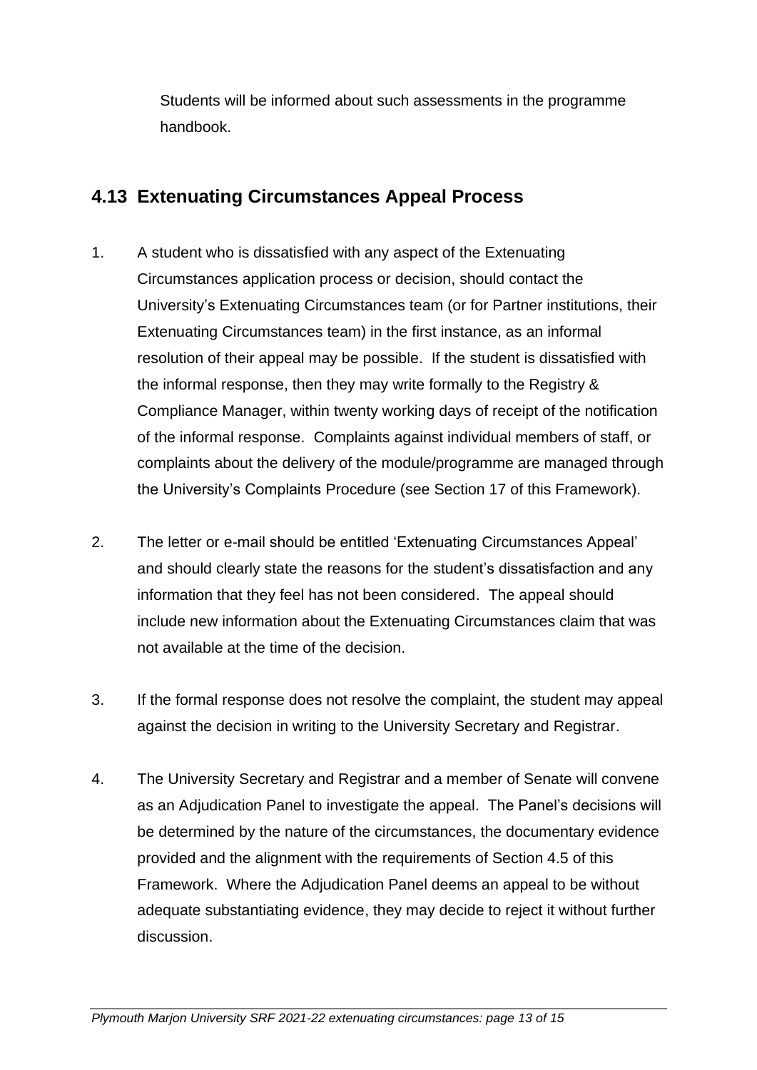Students will be informed about such assessments in the programme handbook.

## 4.13 Extenuating Circumstances Appeal Process

1. A student who is dissatisfied with any aspect of the Extenuating Circumstances application process or decision, should contact the University's Extenuating Circumstances team (or for Partner institutions, their Extenuating Circumstances team) in the first instance, as an informal resolution of their appeal may be possible. If the student is dissatisfied with the informal response, then they may write formally to the Registry & Compliance Manager, within twenty working days of receipt of the notification of the informal response. Complaints against individual members of staff, or complaints about the delivery of the module/programme are managed through the University's Complaints Procedure (see Section 17 of this Framework).

2. The letter or e-mail should be entitled 'Extenuating Circumstances Appeal' and should clearly state the reasons for the student's dissatisfaction and any information that they feel has not been considered. The appeal should include new information about the Extenuating Circumstances claim that was not available at the time of the decision.

3. If the formal response does not resolve the complaint, the student may appeal against the decision in writing to the University Secretary and Registrar.

4. The University Secretary and Registrar and a member of Senate will convene as an Adjudication Panel to investigate the appeal. The Panel's decisions will be determined by the nature of the circumstances, the documentary evidence provided and the alignment with the requirements of Section 4.5 of this Framework. Where the Adjudication Panel deems an appeal to be without adequate substantiating evidence, they may decide to reject it without further discussion.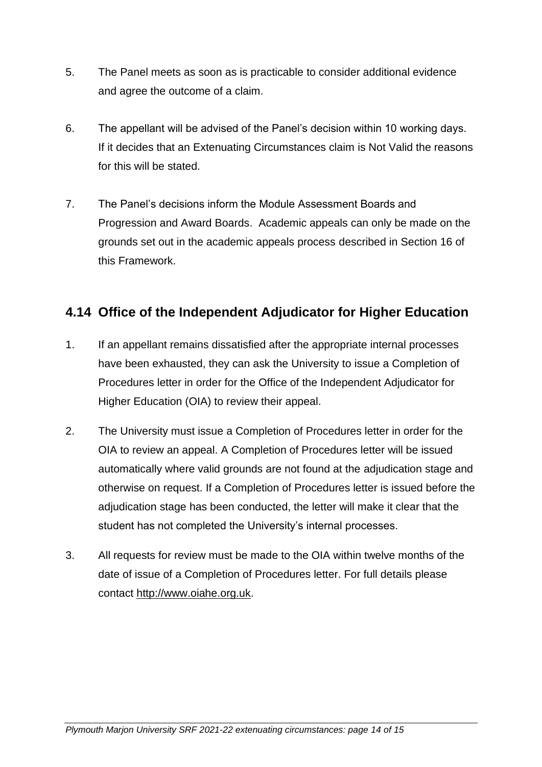5. The Panel meets as soon as is practicable to consider additional evidence and agree the outcome of a claim.

6. The appellant will be advised of the Panel's decision within 10 working days. If it decides that an Extenuating Circumstances claim is Not Valid the reasons for this will be stated.

7. The Panel's decisions inform the Module Assessment Boards and Progression and Award Boards. Academic appeals can only be made on the grounds set out in the academic appeals process described in Section 16 of this Framework.

## 4.14 Office of the Independent Adjudicator for Higher Education

1. If an appellant remains dissatisfied after the appropriate internal processes have been exhausted, they can ask the University to issue a Completion of Procedures letter in order for the Office of the Independent Adjudicator for Higher Education (OIA) to review their appeal.

2. The University must issue a Completion of Procedures letter in order for the OIA to review an appeal. A Completion of Procedures letter will be issued automatically where valid grounds are not found at the adjudication stage and otherwise on request. If a Completion of Procedures letter is issued before the adjudication stage has been conducted, the letter will make it clear that the student has not completed the University's internal processes.

3. All requests for review must be made to the OIA within twelve months of the date of issue of a Completion of Procedures letter. For full details please contact [http://www.oiahe.org.uk](http://www.oiahe.org.uk).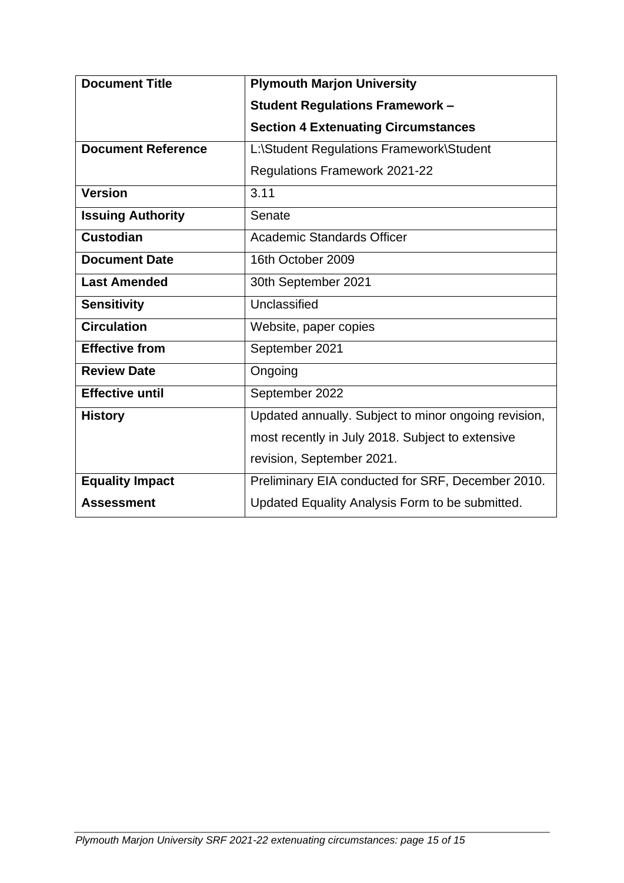| | |
|---|---|
| **Document Title** | **Plymouth Marjon University Student Regulations Framework – Section 4 Extenuating Circumstances** |
| **Document Reference** | L:\Student Regulations Framework\Student Regulations Framework 2021-22 |
| **Version** | 3.11 |
| **Issuing Authority** | Senate |
| **Custodian** | Academic Standards Officer |
| **Document Date** | 16th October 2009 |
| **Last Amended** | 30th September 2021 |
| **Sensitivity** | Unclassified |
| **Circulation** | Website, paper copies |
| **Effective from** | September 2021 |
| **Review Date** | Ongoing |
| **Effective until** | September 2022 |
| **History** | Updated annually. Subject to minor ongoing revision, most recently in July 2018. Subject to extensive revision, September 2021. |
| **Equality Impact Assessment** | Preliminary EIA conducted for SRF, December 2010. Updated Equality Analysis Form to be submitted. |